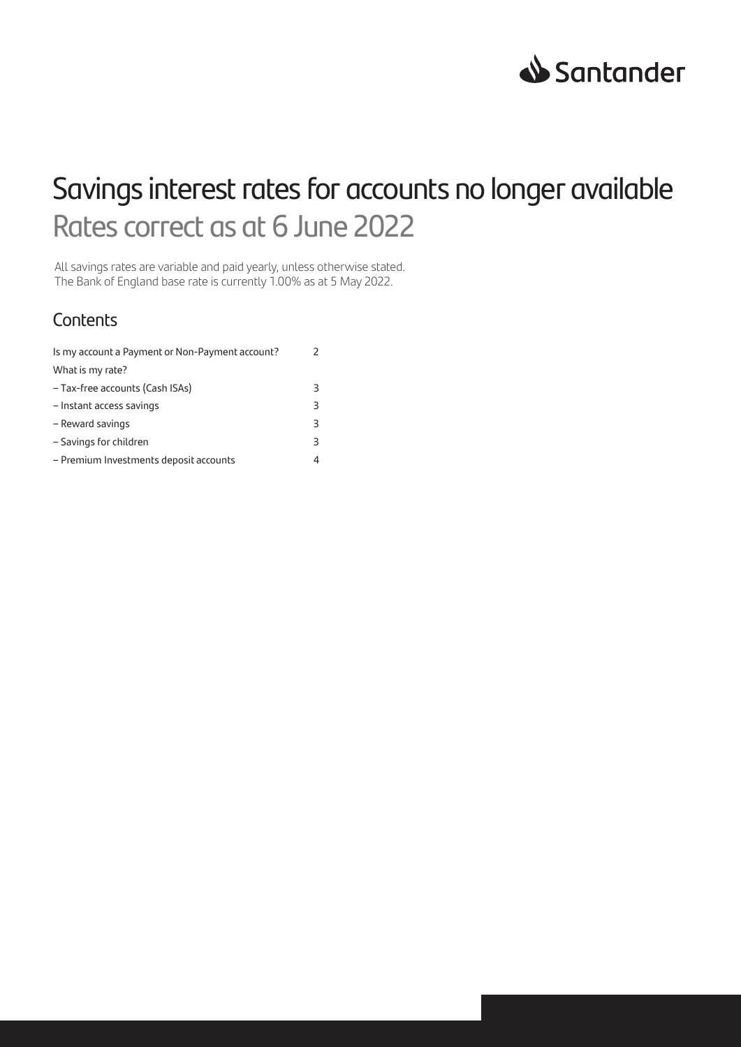Santander

# Savings interest rates for accounts no longer available

## Rates correct as at 6 June 2022

All savings rates are variable and paid yearly, unless otherwise stated.
The Bank of England base rate is currently 1.00% as at 5 May 2022.

## Contents

| | |
|---|---|
| Is my account a Payment or Non-Payment account? | 2 |
| What is my rate? | |
| – Tax-free accounts (Cash ISAs) | 3 |
| – Instant access savings | 3 |
| – Reward savings | 3 |
| – Savings for children | 3 |
| – Premium Investments deposit accounts | 4 |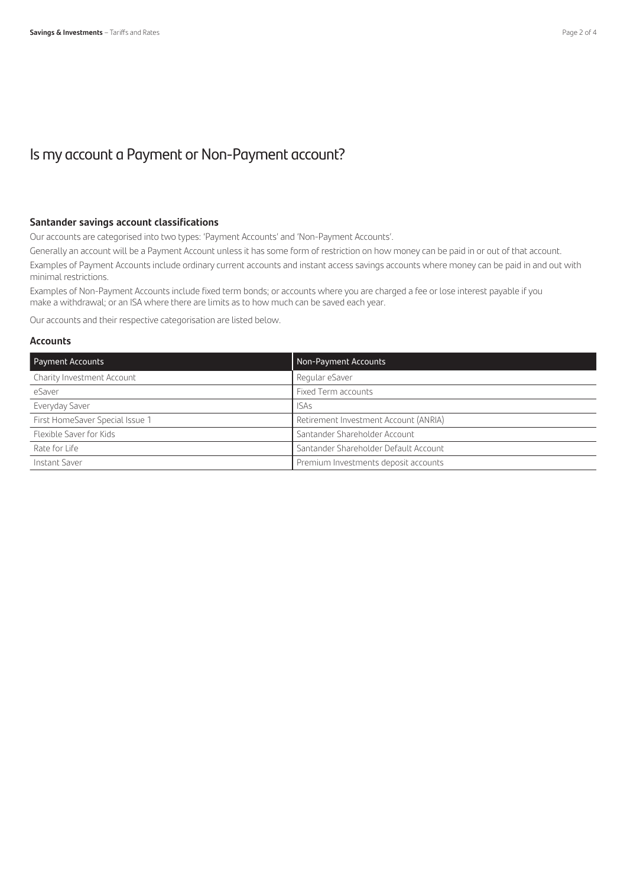# Is my account a Payment or Non-Payment account?

### Santander savings account classifications

Our accounts are categorised into two types: 'Payment Accounts' and 'Non-Payment Accounts'.

Generally an account will be a Payment Account unless it has some form of restriction on how money can be paid in or out of that account.

Examples of Payment Accounts include ordinary current accounts and instant access savings accounts where money can be paid in and out with minimal restrictions.

Examples of Non-Payment Accounts include fixed term bonds; or accounts where you are charged a fee or lose interest payable if you make a withdrawal; or an ISA where there are limits as to how much can be saved each year.

Our accounts and their respective categorisation are listed below.

### Accounts

| Payment Accounts | Non-Payment Accounts |
| --- | --- |
| Charity Investment Account | Regular eSaver |
| eSaver | Fixed Term accounts |
| Everyday Saver | ISAs |
| First HomeSaver Special Issue 1 | Retirement Investment Account (ANRIA) |
| Flexible Saver for Kids | Santander Shareholder Account |
| Rate for Life | Santander Shareholder Default Account |
| Instant Saver | Premium Investments deposit accounts |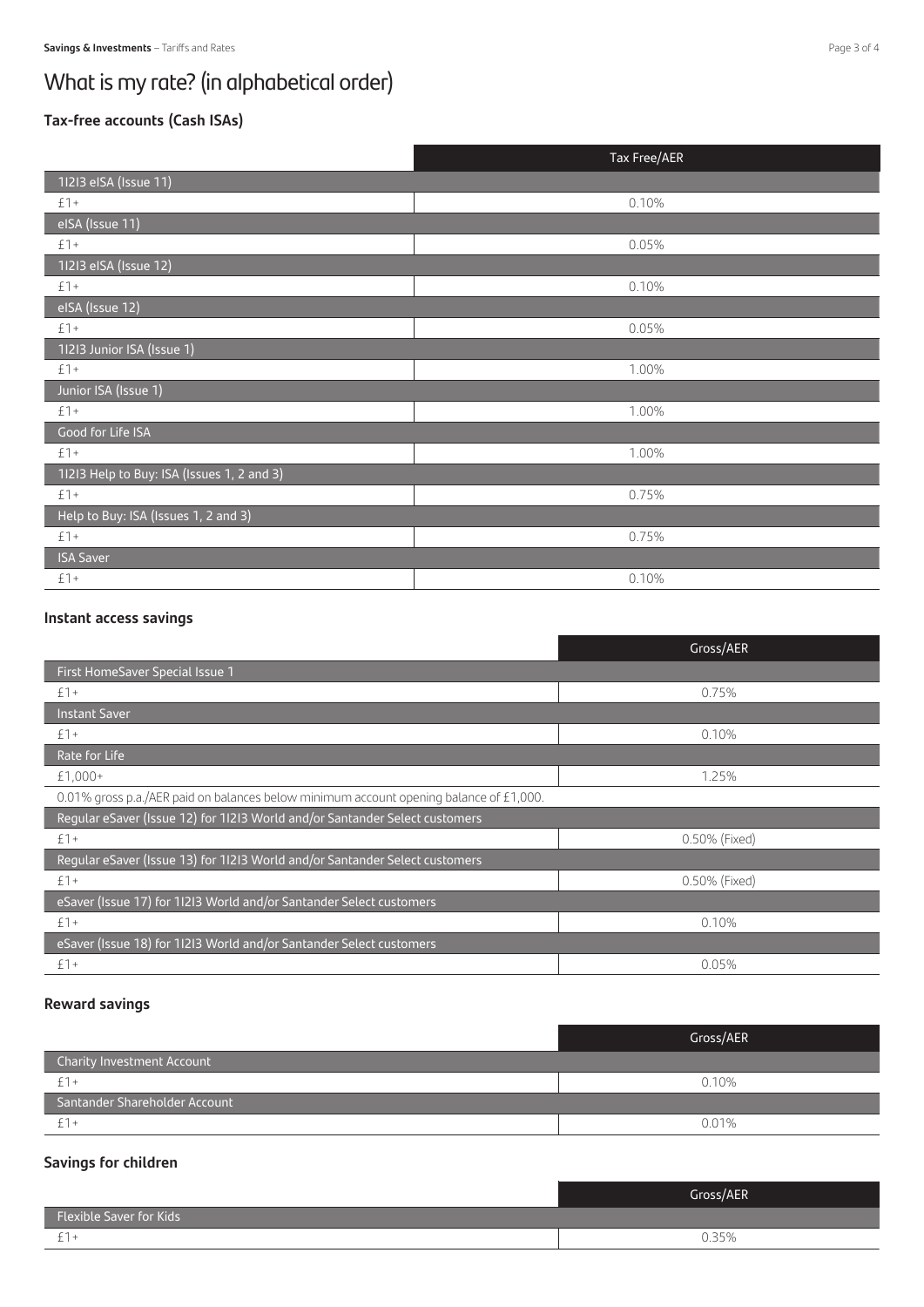# What is my rate? (in alphabetical order)

### Tax-free accounts (Cash ISAs)

| | Tax Free/AER |
|---|---|
| 1I2I3 eISA (Issue 11) | |
| £1+ | 0.10% |
| eISA (Issue 11) | |
| £1+ | 0.05% |
| 1I2I3 eISA (Issue 12) | |
| £1+ | 0.10% |
| eISA (Issue 12) | |
| £1+ | 0.05% |
| 1I2I3 Junior ISA (Issue 1) | |
| £1+ | 1.00% |
| Junior ISA (Issue 1) | |
| £1+ | 1.00% |
| Good for Life ISA | |
| £1+ | 1.00% |
| 1I2I3 Help to Buy: ISA (Issues 1, 2 and 3) | |
| £1+ | 0.75% |
| Help to Buy: ISA (Issues 1, 2 and 3) | |
| £1+ | 0.75% |
| ISA Saver | |
| £1+ | 0.10% |

### Instant access savings

| | Gross/AER |
|---|---|
| First HomeSaver Special Issue 1 | |
| £1+ | 0.75% |
| Instant Saver | |
| £1+ | 0.10% |
| Rate for Life | |
| £1,000+ | 1.25% |
| 0.01% gross p.a./AER paid on balances below minimum account opening balance of £1,000. | |
| Regular eSaver (Issue 12) for 1I2I3 World and/or Santander Select customers | |
| £1+ | 0.50% (Fixed) |
| Regular eSaver (Issue 13) for 1I2I3 World and/or Santander Select customers | |
| £1+ | 0.50% (Fixed) |
| eSaver (Issue 17) for 1I2I3 World and/or Santander Select customers | |
| £1+ | 0.10% |
| eSaver (Issue 18) for 1I2I3 World and/or Santander Select customers | |
| £1+ | 0.05% |

### Reward savings

| | Gross/AER |
|---|---|
| Charity Investment Account | |
| £1+ | 0.10% |
| Santander Shareholder Account | |
| £1+ | 0.01% |

### Savings for children

| | Gross/AER |
|---|---|
| Flexible Saver for Kids | |
| £1+ | 0.35% |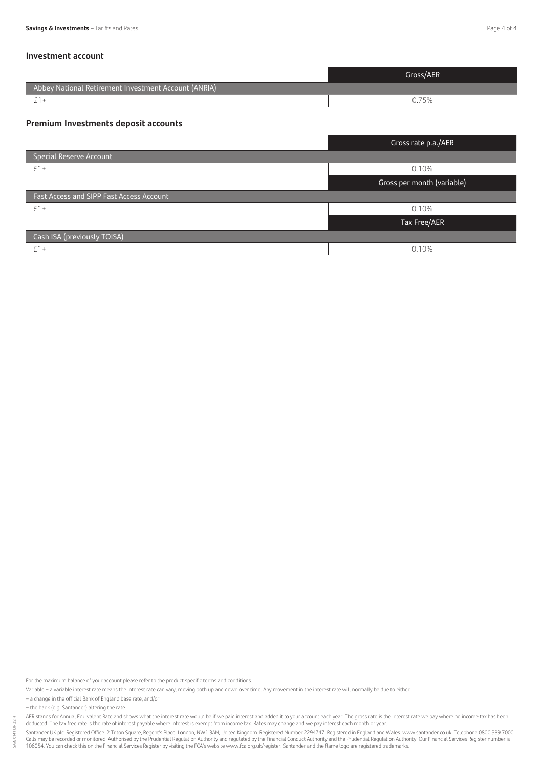## Investment account

| | Gross/AER |
|---|---|
| Abbey National Retirement Investment Account (ANRIA) | |
| £1+ | 0.75% |

## Premium Investments deposit accounts

| | Gross rate p.a./AER |
|---|---|
| Special Reserve Account | |
| £1+ | 0.10% |
| | Gross per month (variable) |
| Fast Access and SIPP Fast Access Account | |
| £1+ | 0.10% |
| | Tax Free/AER |
| Cash ISA (previously TOISA) | |
| £1+ | 0.10% |

For the maximum balance of your account please refer to the product specific terms and conditions.

Variable – a variable interest rate means the interest rate can vary; moving both up and down over time. Any movement in the interest rate will normally be due to either:

– a change in the official Bank of England base rate; and/or

– the bank (e.g. Santander) altering the rate.

AER stands for Annual Equivalent Rate and shows what the interest rate would be if we paid interest and added it to your account each year. The gross rate is the interest rate we pay where no income tax has been deducted. The tax free rate is the rate of interest payable where interest is exempt from income tax. Rates may change and we pay interest each month or year.

Santander UK plc. Registered Office: 2 Triton Square, Regent's Place, London, NW1 3AN, United Kingdom. Registered Number 2294747. Registered in England and Wales. www.santander.co.uk. Telephone 0800 389 7000. Calls may be recorded or monitored. Authorised by the Prudential Regulation Authority and regulated by the Financial Conduct Authority and the Prudential Regulation Authority. Our Financial Services Register number is 106054. You can check this on the Financial Services Register by visiting the FCA's website www.fca.org.uk/register. Santander and the flame logo are registered trademarks.

SAVE 0141 JUN 22 H